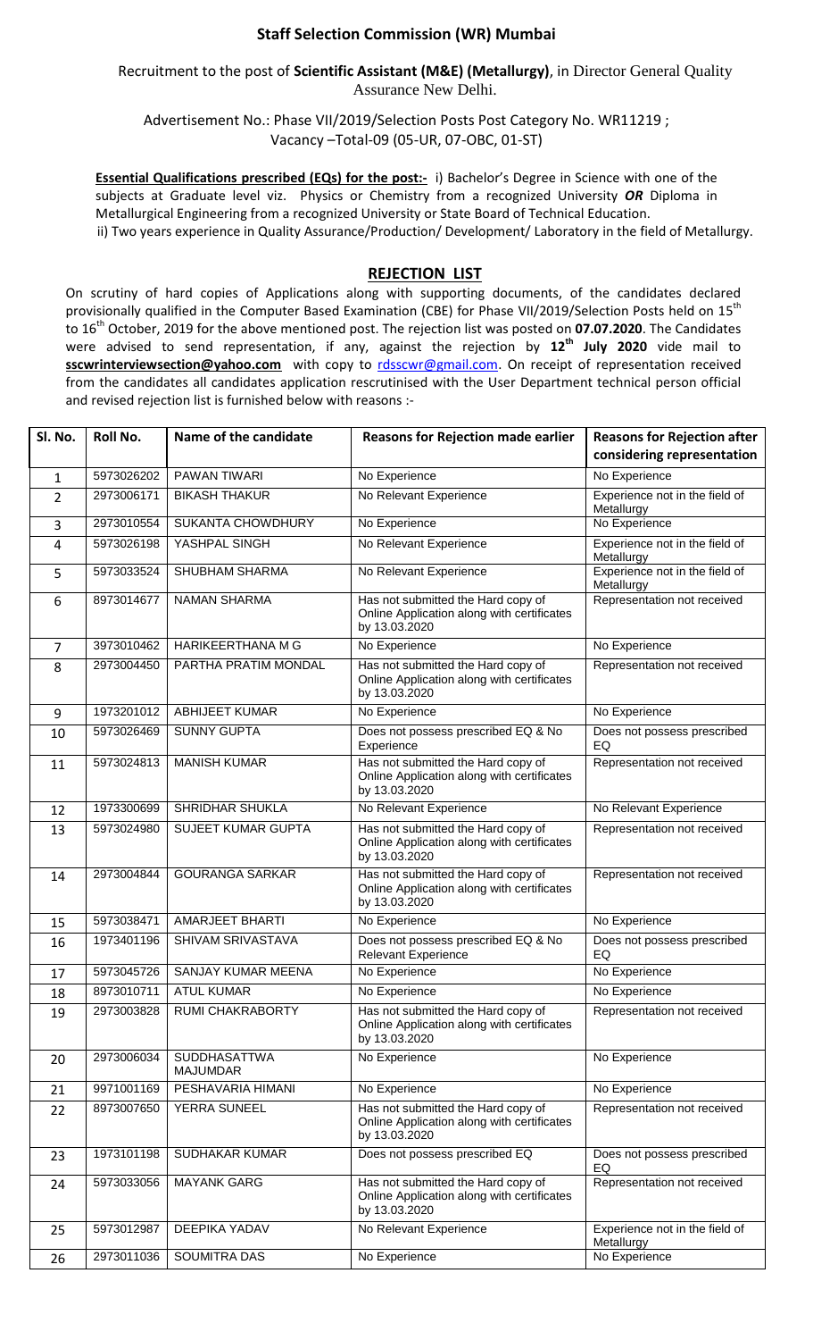# Staff Selection Commission (WR) Mumbai

Recruitment to the post of **Scientific Assistant (M&E) (Metallurgy)**, in Director General Quality Assurance New Delhi.

Advertisement No.: Phase VII/2019/Selection Posts Post Category No. WR11219 ; Vacancy –Total-09 (05-UR, 07-OBC, 01-ST)

**Essential Qualifications prescribed (EQs) for the post:-** i) Bachelor's Degree in Science with one of the subjects at Graduate level viz. Physics or Chemistry from a recognized University ***OR*** Diploma in Metallurgical Engineering from a recognized University or State Board of Technical Education.
ii) Two years experience in Quality Assurance/Production/ Development/ Laboratory in the field of Metallurgy.

## REJECTION LIST

On scrutiny of hard copies of Applications along with supporting documents, of the candidates declared provisionally qualified in the Computer Based Examination (CBE) for Phase VII/2019/Selection Posts held on 15th to 16th October, 2019 for the above mentioned post. The rejection list was posted on **07.07.2020**. The Candidates were advised to send representation, if any, against the rejection by **12th July 2020** vide mail to **sscwrinterviewsection@yahoo.com** with copy to rdsscwr@gmail.com. On receipt of representation received from the candidates all candidates application rescrutinised with the User Department technical person official and revised rejection list is furnished below with reasons :-

| Sl. No. | Roll No. | Name of the candidate | Reasons for Rejection made earlier | Reasons for Rejection after considering representation |
|---|---|---|---|---|
| 1 | 5973026202 | PAWAN TIWARI | No Experience | No Experience |
| 2 | 2973006171 | BIKASH THAKUR | No Relevant Experience | Experience not in the field of Metallurgy |
| 3 | 2973010554 | SUKANTA CHOWDHURY | No Experience | No Experience |
| 4 | 5973026198 | YASHPAL SINGH | No Relevant Experience | Experience not in the field of Metallurgy |
| 5 | 5973033524 | SHUBHAM SHARMA | No Relevant Experience | Experience not in the field of Metallurgy |
| 6 | 8973014677 | NAMAN SHARMA | Has not submitted the Hard copy of Online Application along with certificates by 13.03.2020 | Representation not received |
| 7 | 3973010462 | HARIKEERTHANA M G | No Experience | No Experience |
| 8 | 2973004450 | PARTHA PRATIM MONDAL | Has not submitted the Hard copy of Online Application along with certificates by 13.03.2020 | Representation not received |
| 9 | 1973201012 | ABHIJEET KUMAR | No Experience | No Experience |
| 10 | 5973026469 | SUNNY GUPTA | Does not possess prescribed EQ & No Experience | Does not possess prescribed EQ |
| 11 | 5973024813 | MANISH KUMAR | Has not submitted the Hard copy of Online Application along with certificates by 13.03.2020 | Representation not received |
| 12 | 1973300699 | SHRIDHAR SHUKLA | No Relevant Experience | No Relevant Experience |
| 13 | 5973024980 | SUJEET KUMAR GUPTA | Has not submitted the Hard copy of Online Application along with certificates by 13.03.2020 | Representation not received |
| 14 | 2973004844 | GOURANGA SARKAR | Has not submitted the Hard copy of Online Application along with certificates by 13.03.2020 | Representation not received |
| 15 | 5973038471 | AMARJEET BHARTI | No Experience | No Experience |
| 16 | 1973401196 | SHIVAM SRIVASTAVA | Does not possess prescribed EQ & No Relevant Experience | Does not possess prescribed EQ |
| 17 | 5973045726 | SANJAY KUMAR MEENA | No Experience | No Experience |
| 18 | 8973010711 | ATUL KUMAR | No Experience | No Experience |
| 19 | 2973003828 | RUMI CHAKRABORTY | Has not submitted the Hard copy of Online Application along with certificates by 13.03.2020 | Representation not received |
| 20 | 2973006034 | SUDDHASATTWA MAJUMDAR | No Experience | No Experience |
| 21 | 9971001169 | PESHAVARIA HIMANI | No Experience | No Experience |
| 22 | 8973007650 | YERRA SUNEEL | Has not submitted the Hard copy of Online Application along with certificates by 13.03.2020 | Representation not received |
| 23 | 1973101198 | SUDHAKAR KUMAR | Does not possess prescribed EQ | Does not possess prescribed EQ |
| 24 | 5973033056 | MAYANK GARG | Has not submitted the Hard copy of Online Application along with certificates by 13.03.2020 | Representation not received |
| 25 | 5973012987 | DEEPIKA YADAV | No Relevant Experience | Experience not in the field of Metallurgy |
| 26 | 2973011036 | SOUMITRA DAS | No Experience | No Experience |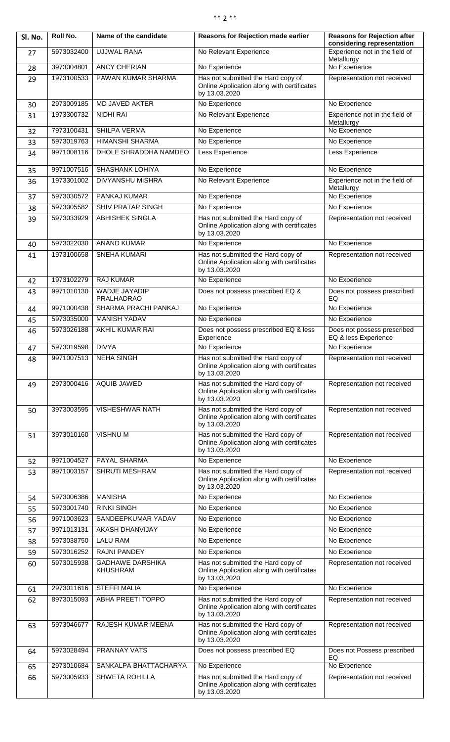| Sl. No. | Roll No. | Name of the candidate | Reasons for Rejection made earlier | Reasons for Rejection after considering representation |
|---|---|---|---|---|
| 27 | 5973032400 | UJJWAL RANA | No Relevant Experience | Experience not in the field of Metallurgy |
| 28 | 3973004801 | ANCY CHERIAN | No Experience | No Experience |
| 29 | 1973100533 | PAWAN KUMAR SHARMA | Has not submitted the Hard copy of Online Application along with certificates by 13.03.2020 | Representation not received |
| 30 | 2973009185 | MD JAVED AKTER | No Experience | No Experience |
| 31 | 1973300732 | NIDHI RAI | No Relevant Experience | Experience not in the field of Metallurgy |
| 32 | 7973100431 | SHILPA VERMA | No Experience | No Experience |
| 33 | 5973019763 | HIMANSHI SHARMA | No Experience | No Experience |
| 34 | 9971008116 | DHOLE SHRADDHA NAMDEO | Less Experience | Less Experience |
| 35 | 9971007516 | SHASHANK LOHIYA | No Experience | No Experience |
| 36 | 1973301002 | DIVYANSHU MISHRA | No Relevant Experience | Experience not in the field of Metallurgy |
| 37 | 5973030572 | PANKAJ KUMAR | No Experience | No Experience |
| 38 | 5973005582 | SHIV PRATAP SINGH | No Experience | No Experience |
| 39 | 5973033929 | ABHISHEK SINGLA | Has not submitted the Hard copy of Online Application along with certificates by 13.03.2020 | Representation not received |
| 40 | 5973022030 | ANAND KUMAR | No Experience | No Experience |
| 41 | 1973100658 | SNEHA KUMARI | Has not submitted the Hard copy of Online Application along with certificates by 13.03.2020 | Representation not received |
| 42 | 1973102279 | RAJ KUMAR | No Experience | No Experience |
| 43 | 9971010130 | WADJE JAYADIP PRALHADRAO | Does not possess prescribed EQ & | Does not possess prescribed EQ |
| 44 | 9971000438 | SHARMA PRACHI PANKAJ | No Experience | No Experience |
| 45 | 5973035000 | MANISH YADAV | No Experience | No Experience |
| 46 | 5973026188 | AKHIL KUMAR RAI | Does not possess prescribed EQ & less Experience | Does not possess prescribed EQ & less Experience |
| 47 | 5973019598 | DIVYA | No Experience | No Experience |
| 48 | 9971007513 | NEHA SINGH | Has not submitted the Hard copy of Online Application along with certificates by 13.03.2020 | Representation not received |
| 49 | 2973000416 | AQUIB JAWED | Has not submitted the Hard copy of Online Application along with certificates by 13.03.2020 | Representation not received |
| 50 | 3973003595 | VISHESHWAR NATH | Has not submitted the Hard copy of Online Application along with certificates by 13.03.2020 | Representation not received |
| 51 | 3973010160 | VISHNU M | Has not submitted the Hard copy of Online Application along with certificates by 13.03.2020 | Representation not received |
| 52 | 9971004527 | PAYAL SHARMA | No Experience | No Experience |
| 53 | 9971003157 | SHRUTI MESHRAM | Has not submitted the Hard copy of Online Application along with certificates by 13.03.2020 | Representation not received |
| 54 | 5973006386 | MANISHA | No Experience | No Experience |
| 55 | 5973001740 | RINKI SINGH | No Experience | No Experience |
| 56 | 9971003623 | SANDEEPKUMAR YADAV | No Experience | No Experience |
| 57 | 9971013131 | AKASH DHANVIJAY | No Experience | No Experience |
| 58 | 5973038750 | LALU RAM | No Experience | No Experience |
| 59 | 5973016252 | RAJNI PANDEY | No Experience | No Experience |
| 60 | 5973015938 | GADHAWE DARSHIKA KHUSHRAM | Has not submitted the Hard copy of Online Application along with certificates by 13.03.2020 | Representation not received |
| 61 | 2973011616 | STEFFI MALIA | No Experience | No Experience |
| 62 | 8973015093 | ABHA PREETI TOPPO | Has not submitted the Hard copy of Online Application along with certificates by 13.03.2020 | Representation not received |
| 63 | 5973046677 | RAJESH KUMAR MEENA | Has not submitted the Hard copy of Online Application along with certificates by 13.03.2020 | Representation not received |
| 64 | 5973028494 | PRANNAY VATS | Does not possess prescribed EQ | Does not Possess prescribed EQ |
| 65 | 2973010684 | SANKALPA BHATTACHARYA | No Experience | No Experience |
| 66 | 5973005933 | SHWETA ROHILLA | Has not submitted the Hard copy of Online Application along with certificates by 13.03.2020 | Representation not received |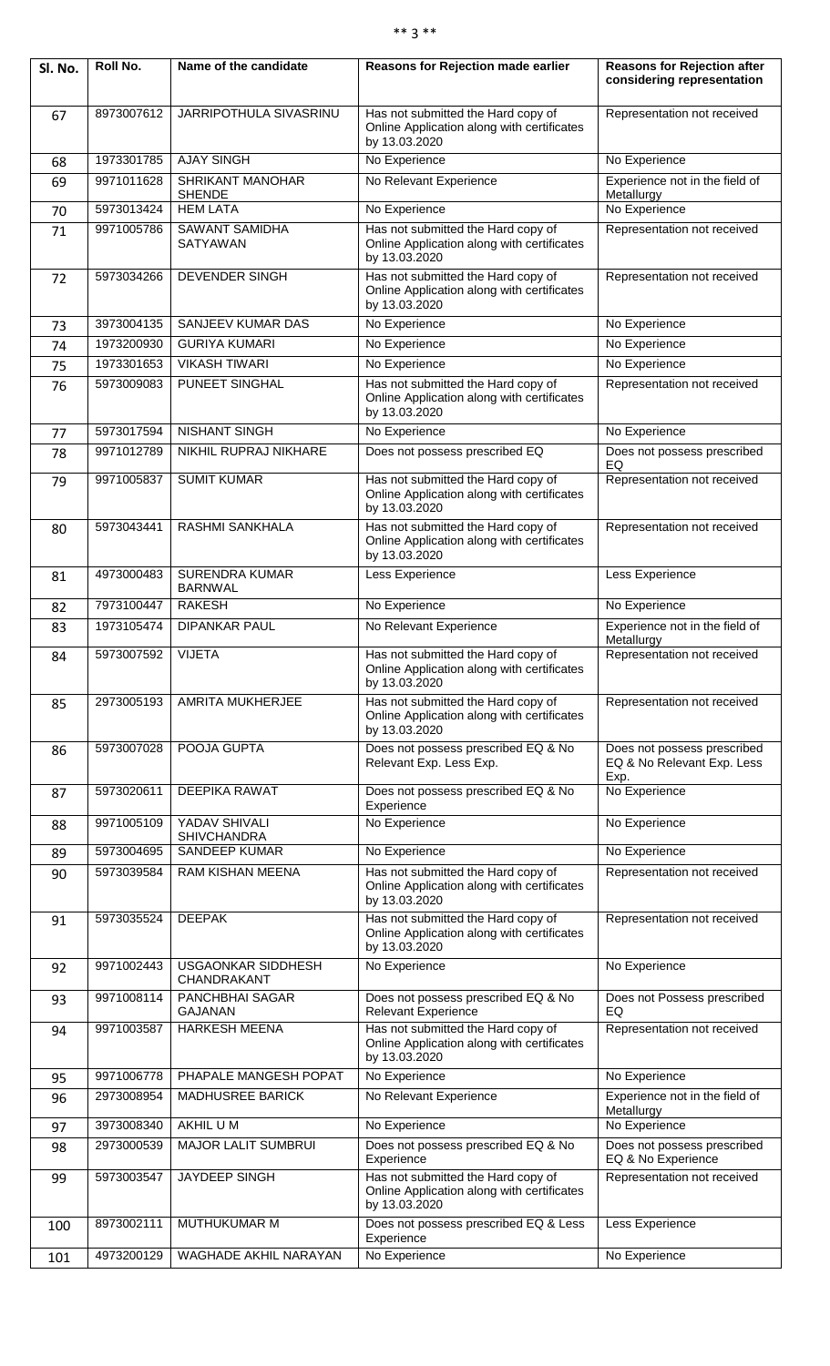| Sl. No. | Roll No. | Name of the candidate | Reasons for Rejection made earlier | Reasons for Rejection after considering representation |
|---|---|---|---|---|
| 67 | 8973007612 | JARRIPOTHULA SIVASRINU | Has not submitted the Hard copy of Online Application along with certificates by 13.03.2020 | Representation not received |
| 68 | 1973301785 | AJAY SINGH | No Experience | No Experience |
| 69 | 9971011628 | SHRIKANT MANOHAR SHENDE | No Relevant Experience | Experience not in the field of Metallurgy |
| 70 | 5973013424 | HEM LATA | No Experience | No Experience |
| 71 | 9971005786 | SAWANT SAMIDHA SATYAWAN | Has not submitted the Hard copy of Online Application along with certificates by 13.03.2020 | Representation not received |
| 72 | 5973034266 | DEVENDER SINGH | Has not submitted the Hard copy of Online Application along with certificates by 13.03.2020 | Representation not received |
| 73 | 3973004135 | SANJEEV KUMAR DAS | No Experience | No Experience |
| 74 | 1973200930 | GURIYA KUMARI | No Experience | No Experience |
| 75 | 1973301653 | VIKASH TIWARI | No Experience | No Experience |
| 76 | 5973009083 | PUNEET SINGHAL | Has not submitted the Hard copy of Online Application along with certificates by 13.03.2020 | Representation not received |
| 77 | 5973017594 | NISHANT SINGH | No Experience | No Experience |
| 78 | 9971012789 | NIKHIL RUPRAJ NIKHARE | Does not possess prescribed EQ | Does not possess prescribed EQ |
| 79 | 9971005837 | SUMIT KUMAR | Has not submitted the Hard copy of Online Application along with certificates by 13.03.2020 | Representation not received |
| 80 | 5973043441 | RASHMI SANKHALA | Has not submitted the Hard copy of Online Application along with certificates by 13.03.2020 | Representation not received |
| 81 | 4973000483 | SURENDRA KUMAR BARNWAL | Less Experience | Less Experience |
| 82 | 7973100447 | RAKESH | No Experience | No Experience |
| 83 | 1973105474 | DIPANKAR PAUL | No Relevant Experience | Experience not in the field of Metallurgy |
| 84 | 5973007592 | VIJETA | Has not submitted the Hard copy of Online Application along with certificates by 13.03.2020 | Representation not received |
| 85 | 2973005193 | AMRITA MUKHERJEE | Has not submitted the Hard copy of Online Application along with certificates by 13.03.2020 | Representation not received |
| 86 | 5973007028 | POOJA GUPTA | Does not possess prescribed EQ & No Relevant Exp. Less Exp. | Does not possess prescribed EQ & No Relevant Exp. Less Exp. |
| 87 | 5973020611 | DEEPIKA RAWAT | Does not possess prescribed EQ & No Experience | No Experience |
| 88 | 9971005109 | YADAV SHIVALI SHIVCHANDRA | No Experience | No Experience |
| 89 | 5973004695 | SANDEEP KUMAR | No Experience | No Experience |
| 90 | 5973039584 | RAM KISHAN MEENA | Has not submitted the Hard copy of Online Application along with certificates by 13.03.2020 | Representation not received |
| 91 | 5973035524 | DEEPAK | Has not submitted the Hard copy of Online Application along with certificates by 13.03.2020 | Representation not received |
| 92 | 9971002443 | USGAONKAR SIDDHESH CHANDRAKANT | No Experience | No Experience |
| 93 | 9971008114 | PANCHBHAI SAGAR GAJANAN | Does not possess prescribed EQ & No Relevant Experience | Does not Possess prescribed EQ |
| 94 | 9971003587 | HARKESH MEENA | Has not submitted the Hard copy of Online Application along with certificates by 13.03.2020 | Representation not received |
| 95 | 9971006778 | PHAPALE MANGESH POPAT | No Experience | No Experience |
| 96 | 2973008954 | MADHUSREE BARICK | No Relevant Experience | Experience not in the field of Metallurgy |
| 97 | 3973008340 | AKHIL U M | No Experience | No Experience |
| 98 | 2973000539 | MAJOR LALIT SUMBRUI | Does not possess prescribed EQ & No Experience | Does not possess prescribed EQ & No Experience |
| 99 | 5973003547 | JAYDEEP SINGH | Has not submitted the Hard copy of Online Application along with certificates by 13.03.2020 | Representation not received |
| 100 | 8973002111 | MUTHUKUMAR M | Does not possess prescribed EQ & Less Experience | Less Experience |
| 101 | 4973200129 | WAGHADE AKHIL NARAYAN | No Experience | No Experience |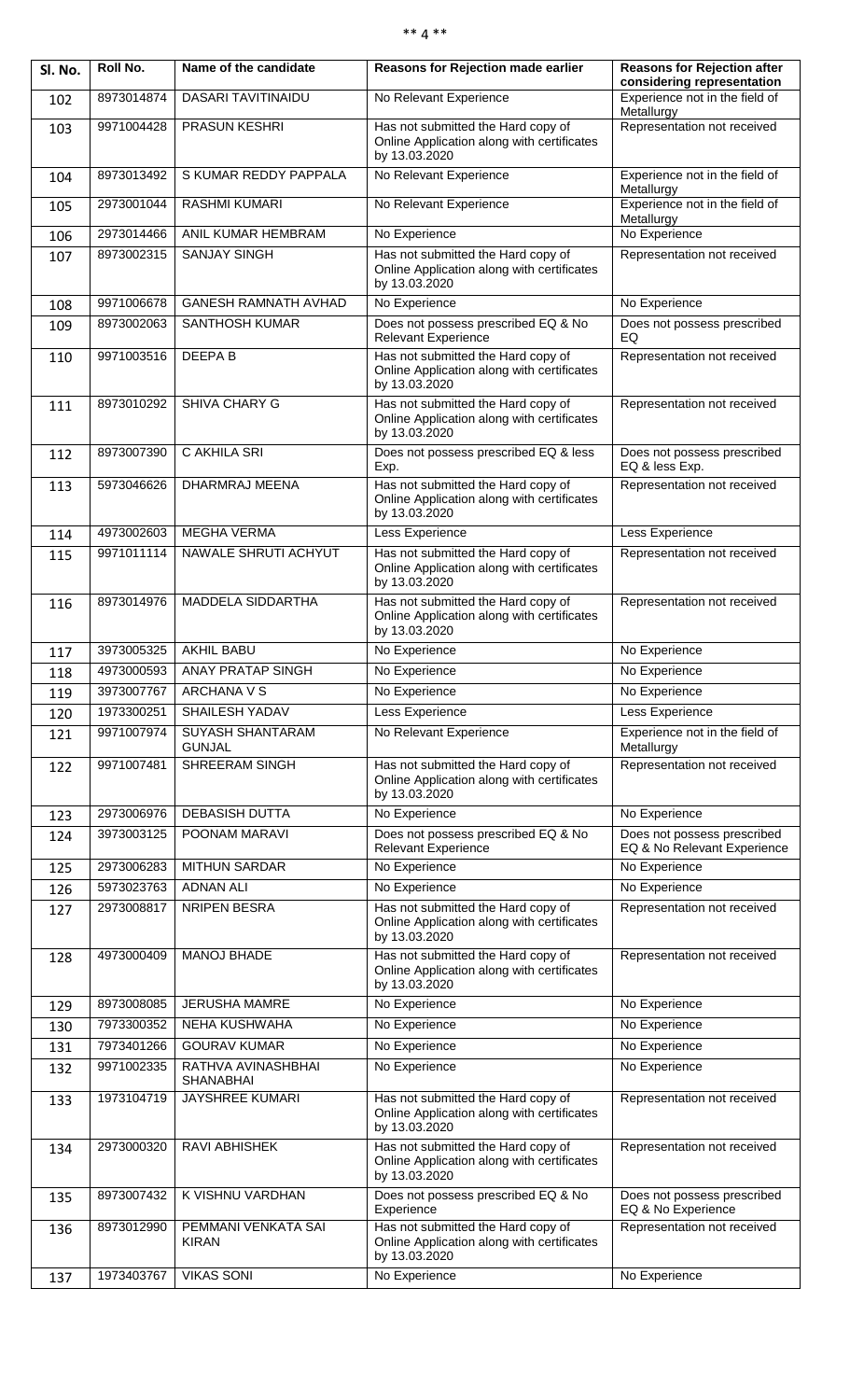| Sl. No. | Roll No. | Name of the candidate | Reasons for Rejection made earlier | Reasons for Rejection after considering representation |
|---|---|---|---|---|
| 102 | 8973014874 | DASARI TAVITINAIDU | No Relevant Experience | Experience not in the field of Metallurgy |
| 103 | 9971004428 | PRASUN KESHRI | Has not submitted the Hard copy of Online Application along with certificates by 13.03.2020 | Representation not received |
| 104 | 8973013492 | S KUMAR REDDY PAPPALA | No Relevant Experience | Experience not in the field of Metallurgy |
| 105 | 2973001044 | RASHMI KUMARI | No Relevant Experience | Experience not in the field of Metallurgy |
| 106 | 2973014466 | ANIL KUMAR HEMBRAM | No Experience | No Experience |
| 107 | 8973002315 | SANJAY SINGH | Has not submitted the Hard copy of Online Application along with certificates by 13.03.2020 | Representation not received |
| 108 | 9971006678 | GANESH RAMNATH AVHAD | No Experience | No Experience |
| 109 | 8973002063 | SANTHOSH KUMAR | Does not possess prescribed EQ & No Relevant Experience | Does not possess prescribed EQ |
| 110 | 9971003516 | DEEPA B | Has not submitted the Hard copy of Online Application along with certificates by 13.03.2020 | Representation not received |
| 111 | 8973010292 | SHIVA CHARY G | Has not submitted the Hard copy of Online Application along with certificates by 13.03.2020 | Representation not received |
| 112 | 8973007390 | C AKHILA SRI | Does not possess prescribed EQ & less Exp. | Does not possess prescribed EQ & less Exp. |
| 113 | 5973046626 | DHARMRAJ MEENA | Has not submitted the Hard copy of Online Application along with certificates by 13.03.2020 | Representation not received |
| 114 | 4973002603 | MEGHA VERMA | Less Experience | Less Experience |
| 115 | 9971011114 | NAWALE SHRUTI ACHYUT | Has not submitted the Hard copy of Online Application along with certificates by 13.03.2020 | Representation not received |
| 116 | 8973014976 | MADDELA SIDDARTHA | Has not submitted the Hard copy of Online Application along with certificates by 13.03.2020 | Representation not received |
| 117 | 3973005325 | AKHIL BABU | No Experience | No Experience |
| 118 | 4973000593 | ANAY PRATAP SINGH | No Experience | No Experience |
| 119 | 3973007767 | ARCHANA V S | No Experience | No Experience |
| 120 | 1973300251 | SHAILESH YADAV | Less Experience | Less Experience |
| 121 | 9971007974 | SUYASH SHANTARAM GUNJAL | No Relevant Experience | Experience not in the field of Metallurgy |
| 122 | 9971007481 | SHREERAM SINGH | Has not submitted the Hard copy of Online Application along with certificates by 13.03.2020 | Representation not received |
| 123 | 2973006976 | DEBASISH DUTTA | No Experience | No Experience |
| 124 | 3973003125 | POONAM MARAVI | Does not possess prescribed EQ & No Relevant Experience | Does not possess prescribed EQ & No Relevant Experience |
| 125 | 2973006283 | MITHUN SARDAR | No Experience | No Experience |
| 126 | 5973023763 | ADNAN ALI | No Experience | No Experience |
| 127 | 2973008817 | NRIPEN BESRA | Has not submitted the Hard copy of Online Application along with certificates by 13.03.2020 | Representation not received |
| 128 | 4973000409 | MANOJ BHADE | Has not submitted the Hard copy of Online Application along with certificates by 13.03.2020 | Representation not received |
| 129 | 8973008085 | JERUSHA MAMRE | No Experience | No Experience |
| 130 | 7973300352 | NEHA KUSHWAHA | No Experience | No Experience |
| 131 | 7973401266 | GOURAV KUMAR | No Experience | No Experience |
| 132 | 9971002335 | RATHVA AVINASHBHAI SHANABHAI | No Experience | No Experience |
| 133 | 1973104719 | JAYSHREE KUMARI | Has not submitted the Hard copy of Online Application along with certificates by 13.03.2020 | Representation not received |
| 134 | 2973000320 | RAVI ABHISHEK | Has not submitted the Hard copy of Online Application along with certificates by 13.03.2020 | Representation not received |
| 135 | 8973007432 | K VISHNU VARDHAN | Does not possess prescribed EQ & No Experience | Does not possess prescribed EQ & No Experience |
| 136 | 8973012990 | PEMMANI VENKATA SAI KIRAN | Has not submitted the Hard copy of Online Application along with certificates by 13.03.2020 | Representation not received |
| 137 | 1973403767 | VIKAS SONI | No Experience | No Experience |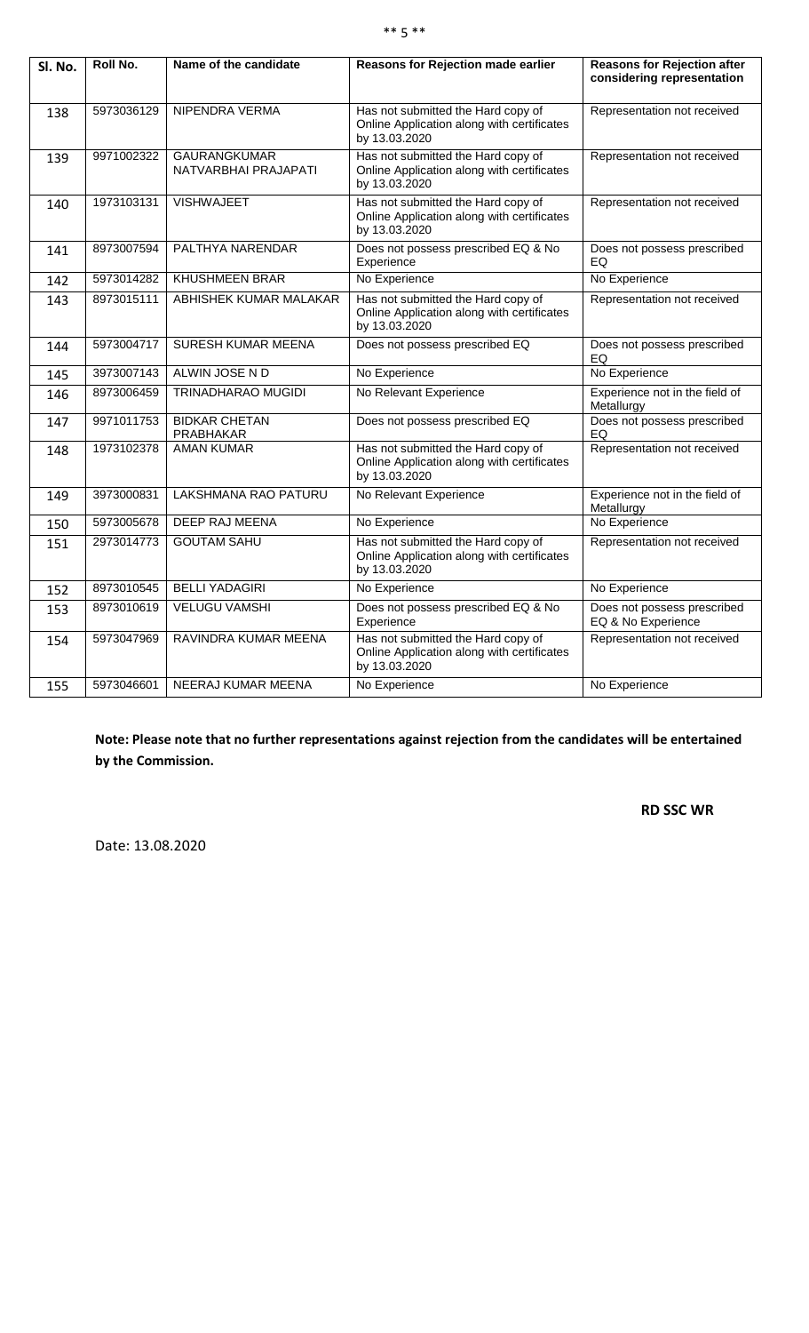| Sl. No. | Roll No. | Name of the candidate | Reasons for Rejection made earlier | Reasons for Rejection after considering representation |
|---|---|---|---|---|
| 138 | 5973036129 | NIPENDRA VERMA | Has not submitted the Hard copy of Online Application along with certificates by 13.03.2020 | Representation not received |
| 139 | 9971002322 | GAURANGKUMAR NATVARBHAI PRAJAPATI | Has not submitted the Hard copy of Online Application along with certificates by 13.03.2020 | Representation not received |
| 140 | 1973103131 | VISHWAJEET | Has not submitted the Hard copy of Online Application along with certificates by 13.03.2020 | Representation not received |
| 141 | 8973007594 | PALTHYA NARENDAR | Does not possess prescribed EQ & No Experience | Does not possess prescribed EQ |
| 142 | 5973014282 | KHUSHMEEN BRAR | No Experience | No Experience |
| 143 | 8973015111 | ABHISHEK KUMAR MALAKAR | Has not submitted the Hard copy of Online Application along with certificates by 13.03.2020 | Representation not received |
| 144 | 5973004717 | SURESH KUMAR MEENA | Does not possess prescribed EQ | Does not possess prescribed EQ |
| 145 | 3973007143 | ALWIN JOSE N D | No Experience | No Experience |
| 146 | 8973006459 | TRINADHARAO MUGIDI | No Relevant Experience | Experience not in the field of Metallurgy |
| 147 | 9971011753 | BIDKAR CHETAN PRABHAKAR | Does not possess prescribed EQ | Does not possess prescribed EQ |
| 148 | 1973102378 | AMAN KUMAR | Has not submitted the Hard copy of Online Application along with certificates by 13.03.2020 | Representation not received |
| 149 | 3973000831 | LAKSHMANA RAO PATURU | No Relevant Experience | Experience not in the field of Metallurgy |
| 150 | 5973005678 | DEEP RAJ MEENA | No Experience | No Experience |
| 151 | 2973014773 | GOUTAM SAHU | Has not submitted the Hard copy of Online Application along with certificates by 13.03.2020 | Representation not received |
| 152 | 8973010545 | BELLI YADAGIRI | No Experience | No Experience |
| 153 | 8973010619 | VELUGU VAMSHI | Does not possess prescribed EQ & No Experience | Does not possess prescribed EQ & No Experience |
| 154 | 5973047969 | RAVINDRA KUMAR MEENA | Has not submitted the Hard copy of Online Application along with certificates by 13.03.2020 | Representation not received |
| 155 | 5973046601 | NEERAJ KUMAR MEENA | No Experience | No Experience |

**Note: Please note that no further representations against rejection from the candidates will be entertained by the Commission.**

**RD SSC WR**

Date: 13.08.2020